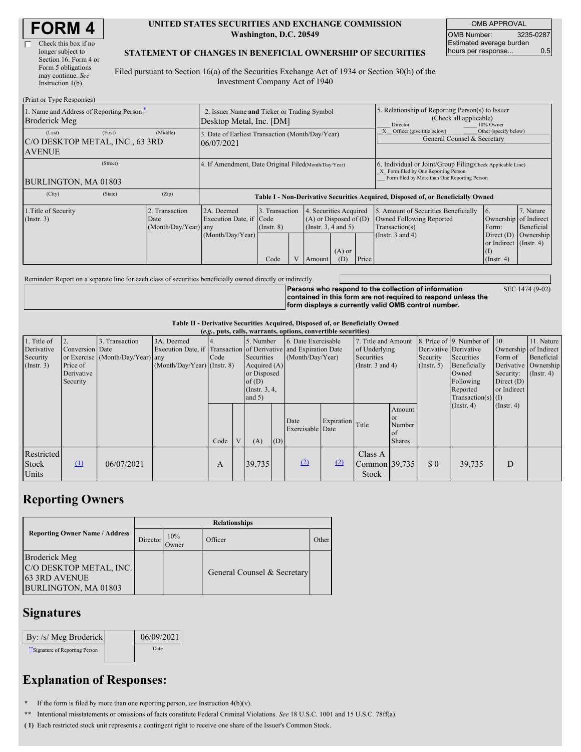# FORM 4

☐ Check this box if no longer subject to Section 16. Form 4 or Form 5 obligations may continue. *See* Instruction 1(b).

**UNITED STATES SECURITIES AND EXCHANGE COMMISSION**
**Washington, D.C. 20549**

**STATEMENT OF CHANGES IN BENEFICIAL OWNERSHIP OF SECURITIES**

Filed pursuant to Section 16(a) of the Securities Exchange Act of 1934 or Section 30(h) of the Investment Company Act of 1940

| OMB APPROVAL | |
|---|---|
| OMB Number: | 3235-0287 |
| Estimated average burden hours per response... | 0.5 |

(Print or Type Responses)

| | | |
|---|---|---|
| 1. Name and Address of Reporting Person* <br> Broderick Meg | 2. Issuer Name **and** Ticker or Trading Symbol <br> Desktop Metal, Inc. [DM] | 5. Relationship of Reporting Person(s) to Issuer (Check all applicable) <br> ___ Director ___ 10% Owner <br> _X_ Officer (give title below) ___ Other (specify below) <br> General Counsel & Secretary |
| (Last) (First) (Middle) <br> C/O DESKTOP METAL, INC., 63 3RD AVENUE | 3. Date of Earliest Transaction (Month/Day/Year) <br> 06/07/2021 | |
| (Street) <br> BURLINGTON, MA 01803 | 4. If Amendment, Date Original Filed (Month/Day/Year) | 6. Individual or Joint/Group Filing (Check Applicable Line) <br> _X_ Form filed by One Reporting Person <br> ___ Form filed by More than One Reporting Person |
| (City) (State) (Zip) | | |

**Table I - Non-Derivative Securities Acquired, Disposed of, or Beneficially Owned**

| 1.Title of Security (Instr. 3) | 2. Transaction Date (Month/Day/Year) | 2A. Deemed Execution Date, if any (Month/Day/Year) | 3. Transaction Code (Instr. 8) | | 4. Securities Acquired (A) or Disposed of (D) (Instr. 3, 4 and 5) | | | 5. Amount of Securities Beneficially Owned Following Reported Transaction(s) (Instr. 3 and 4) | 6. Ownership Form: Direct (D) or Indirect (I) (Instr. 4) | 7. Nature of Indirect Beneficial Ownership (Instr. 4) |
|---|---|---|---|---|---|---|---|---|---|---|
| | | | Code | V | Amount | (A) or (D) | Price | | | |

Reminder: Report on a separate line for each class of securities beneficially owned directly or indirectly.

**Persons who respond to the collection of information contained in this form are not required to respond unless the form displays a currently valid OMB control number.** SEC 1474 (9-02)

**Table II - Derivative Securities Acquired, Disposed of, or Beneficially Owned**
**(*e.g.*, puts, calls, warrants, options, convertible securities)**

| 1. Title of Derivative Security (Instr. 3) | 2. Conversion or Exercise Price of Derivative Security | 3. Transaction Date (Month/Day/Year) | 3A. Deemed Execution Date, if any (Month/Day/Year) | 4. Transaction Code (Instr. 8) | | 5. Number of Derivative Securities Acquired (A) or Disposed of (D) (Instr. 3, 4, and 5) | | 6. Date Exercisable and Expiration Date (Month/Day/Year) | | 7. Title and Amount of Underlying Securities (Instr. 3 and 4) | | 8. Price of Derivative Security (Instr. 5) | 9. Number of Derivative Securities Beneficially Owned Following Reported Transaction(s) (Instr. 4) | 10. Ownership Form of Derivative Security: Direct (D) or Indirect (I) (Instr. 4) | 11. Nature of Indirect Beneficial Ownership (Instr. 4) |
|---|---|---|---|---|---|---|---|---|---|---|---|---|---|---|---|
| | | | | Code | V | (A) | (D) | Date Exercisable | Expiration Date | Title | Amount or Number of Shares | | | | |
| Restricted Stock Units | (1) | 06/07/2021 | | A | | 39,735 | | (2) | (2) | Class A Common Stock | 39,735 | $ 0 | 39,735 | D | |

## Reporting Owners

| Reporting Owner Name / Address | Relationships | | | |
|---|---|---|---|---|
| | Director | 10% Owner | Officer | Other |
| Broderick Meg <br> C/O DESKTOP METAL, INC. <br> 63 3RD AVENUE <br> BURLINGTON, MA 01803 | | | General Counsel & Secretary | |

## Signatures

| | |
|---|---|
| By: /s/ Meg Broderick | 06/09/2021 |
| **Signature of Reporting Person | Date |

## Explanation of Responses:

\* If the form is filed by more than one reporting person, *see* Instruction 4(b)(v).

** Intentional misstatements or omissions of facts constitute Federal Criminal Violations. *See* 18 U.S.C. 1001 and 15 U.S.C. 78ff(a).

**( 1)** Each restricted stock unit represents a contingent right to receive one share of the Issuer's Common Stock.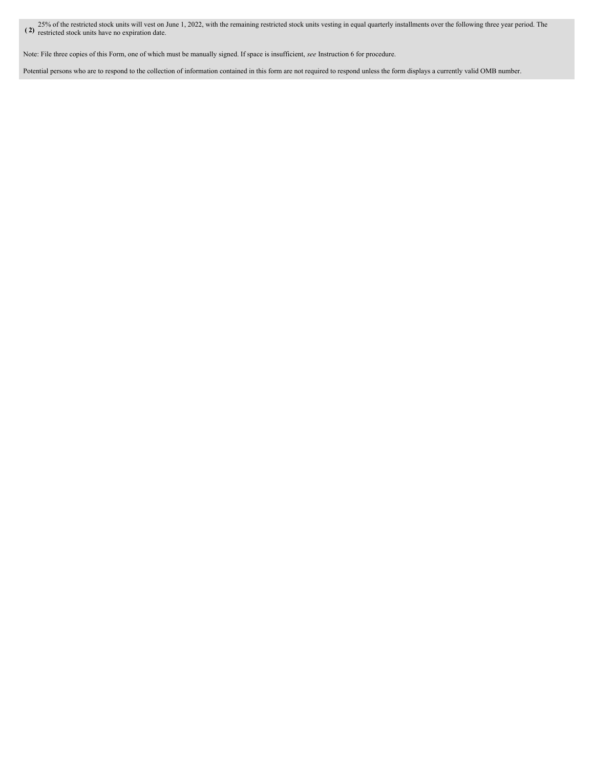( 2) 25% of the restricted stock units will vest on June 1, 2022, with the remaining restricted stock units vesting in equal quarterly installments over the following three year period. The restricted stock units have no expiration date.

Note: File three copies of this Form, one of which must be manually signed. If space is insufficient, *see* Instruction 6 for procedure.

Potential persons who are to respond to the collection of information contained in this form are not required to respond unless the form displays a currently valid OMB number.